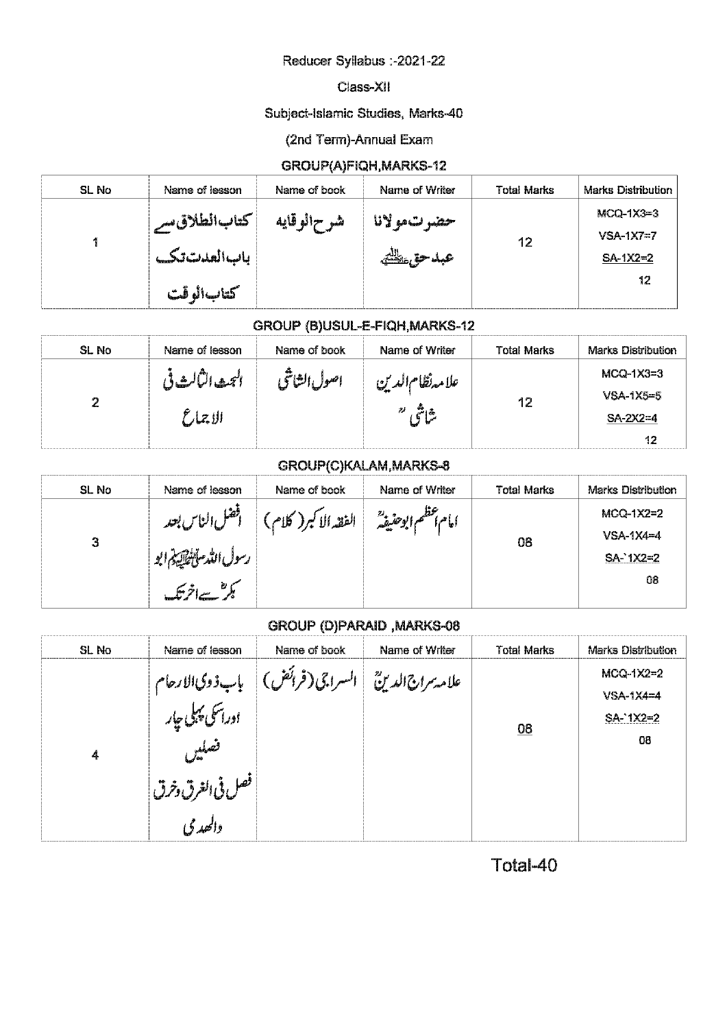Reducer Syllabus :-2021-22

Class-XII

Subject-Islamic Studies, Marks-40

(2nd Term)-Annual Exam

GROUP(A)FIQH,MARKS-12

| SL No | Name of lesson | Name of book | Name of Writer | Total Marks | Marks Distribution |
|---|---|---|---|---|---|
| 1 | کتاب الطلاق سے باب العدت تک کتاب الوقت | شرح الوقایہ | حضرت مولانا عبد حق علیہ الرحمۃ | 12 | MCQ-1X3=3<br>VSA-1X7=7<br>SA-1X2=2<br>12 |

GROUP (B)USUL-E-FIQH,MARKS-12

| SL No | Name of lesson | Name of book | Name of Writer | Total Marks | Marks Distribution |
|---|---|---|---|---|---|
| 2 | البحث الثالث فی الاجماع | اصول الشاشی | علامہ نظام الدین شاشی ؒ | 12 | MCQ-1X3=3<br>VSA-1X5=5<br>SA-2X2=4<br>12 |

GROUP(C)KALAM,MARKS-8

| SL No | Name of lesson | Name of book | Name of Writer | Total Marks | Marks Distribution |
|---|---|---|---|---|---|
| 3 | افضل الناس بعد رسول اللہ صلی اللہ علیہ وسلم ابو بکرؓ سے اخر تک | الفقہ الاکبر (کلام) | امام اعظم ابوحنیفہؒ | 08 | MCQ-1X2=2<br>VSA-1X4=4<br>SA-`1X2=2<br>08 |

GROUP (D)PARAID ,MARKS-08

| SL No | Name of lesson | Name of book | Name of Writer | Total Marks | Marks Distribution |
|---|---|---|---|---|---|
| 4 | باب ذوی الارحام اور اسکی پہلی چار فصلیں فصل فی الغرق وحرق والھدمی | السراجی (فرائض) | علامہ سراج الدینؒ | 08 | MCQ-1X2=2<br>VSA-1X4=4<br>SA-`1X2=2<br>08 |

Total-40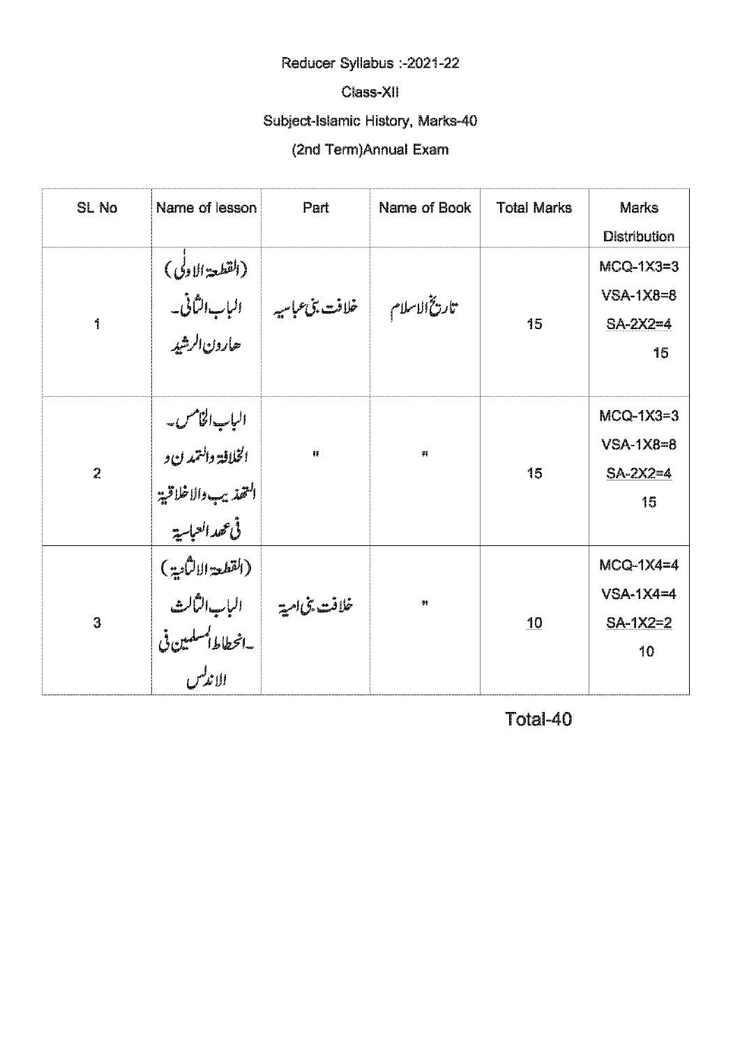Reducer Syllabus :-2021-22

Class-XII

Subject-Islamic History, Marks-40

(2nd Term)Annual Exam

| SL No | Name of lesson | Part | Name of Book | Total Marks | Marks Distribution |
|---|---|---|---|---|---|
| 1 | (القطعة الاولی) الباب الثانی۔ هارون الرشید | خلافت بنی عباسیہ | تاریخ الاسلام | 15 | MCQ-1X3=3<br>VSA-1X8=8<br>SA-2X2=4<br>15 |
| 2 | الباب الخامس۔ الخلافة والتمدن و التهذیب والاخلاقیة فی عهد العباسیة | " | " | 15 | MCQ-1X3=3<br>VSA-1X8=8<br>SA-2X2=4<br>15 |
| 3 | (القطعة الثانیة) الباب الثالث ۔انحطاط المسلمین فی الاندلس | خلافت بنی امیہ | " | 10 | MCQ-1X4=4<br>VSA-1X4=4<br>SA-1X2=2<br>10 |

Total-40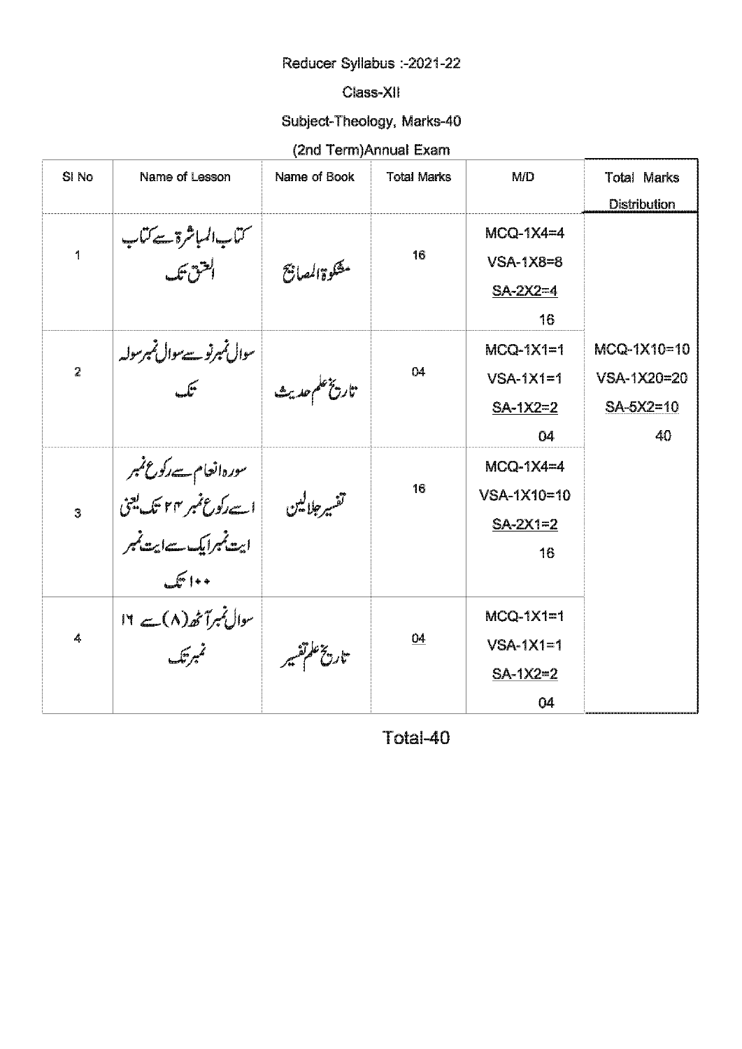Reducer Syllabus :-2021-22

Class-XII

Subject-Theology, Marks-40

(2nd Term)Annual Exam

| Sl No | Name of Lesson | Name of Book | Total Marks | M/D | Total Marks Distribution |
|---|---|---|---|---|---|
| 1 | کتاب المباشرۃ سے کتاب العتق تک | مشکوۃ المصابیح | 16 | MCQ-1X4=4<br>VSA-1X8=8<br>SA-2X2=4<br>16 | MCQ-1X10=10<br>VSA-1X20=20<br>SA-5X2=10<br>40 |
| 2 | سوال نمبر نو سے سوال نمبر سولہ تک | تاریخ علم حدیث | 04 | MCQ-1X1=1<br>VSA-1X1=1<br>SA-1X2=2<br>04 | |
| 3 | سورہ انعام سے رکوع نمبر ۱ سے رکوع نمبر ۱۲ تک یعنی ایت نمبر ایک سے ایت نمبر ۱۰۰ تک | تفسیر جلالین | 16 | MCQ-1X4=4<br>VSA-1X10=10<br>SA-2X1=2<br>16 | |
| 4 | سوال نمبر آٹھ (۸) سے ۱۶ نمبر تک | تاریخ علم تفسیر | 04 | MCQ-1X1=1<br>VSA-1X1=1<br>SA-1X2=2<br>04 | |

Total-40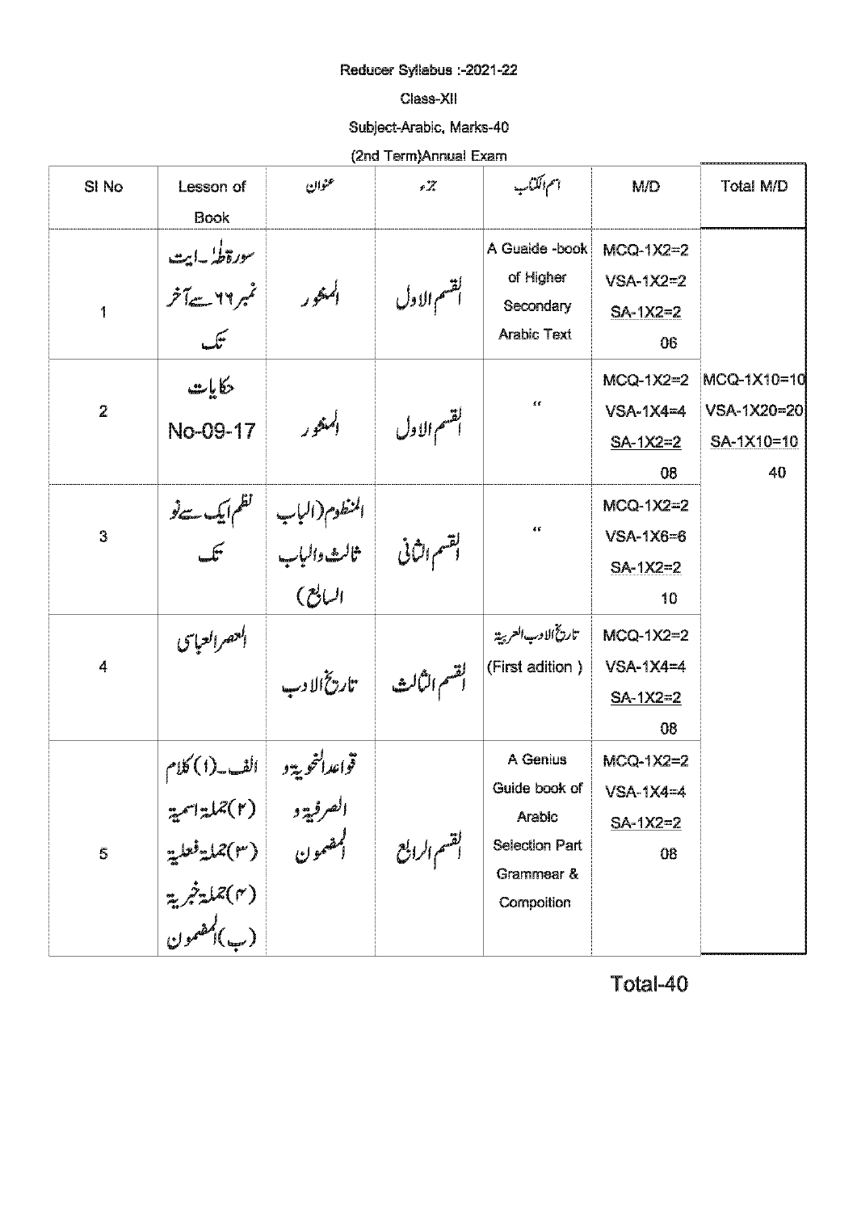Reducer Syllabus :-2021-22

Class-XII

Subject-Arabic, Marks-40

(2nd Term)Annual Exam

| Sl No | Lesson of Book | عنوان | جزء | اسم الکتاب | M/D | Total M/D |
|---|---|---|---|---|---|---|
| 1 | سورۃ طٰہٰ ۔ ایت نمبر ٦٦ سے آخر تک | المنثور | القسم الاول | A Guaide -book of Higher Secondary Arabic Text | MCQ-1X2=2 VSA-1X2=2 SA-1X2=2 06 | MCQ-1X10=10 VSA-1X20=20 SA-1X10=10 40 |
| 2 | حکایات No-09-17 | المنثور | القسم الاول | " | MCQ-1X2=2 VSA-1X4=4 SA-1X2=2 08 | |
| 3 | نظم ایک سے نو تک | المنظوم (الباب ثالث والباب السابع) | القسم الثانی | " | MCQ-1X2=2 VSA-1X6=6 SA-1X2=2 10 | |
| 4 | العصر العباسی | تاریخ الادب | القسم الثالث | تاریخ الادب العربیۃ (First adition ) | MCQ-1X2=2 VSA-1X4=4 SA-1X2=2 08 | |
| 5 | الف ۔ (١) کلام (٢) جملۃ اسمیۃ (٣) جملۃ فعلیۃ (٤) جملۃ خبریۃ (ب) المضمون | قواعد النحویۃ و الصرفیۃ و المضمون | القسم الرابع | A Genius Guide book of Arabic Selection Part Grammear & Compoition | MCQ-1X2=2 VSA-1X4=4 SA-1X2=2 08 | |

Total-40